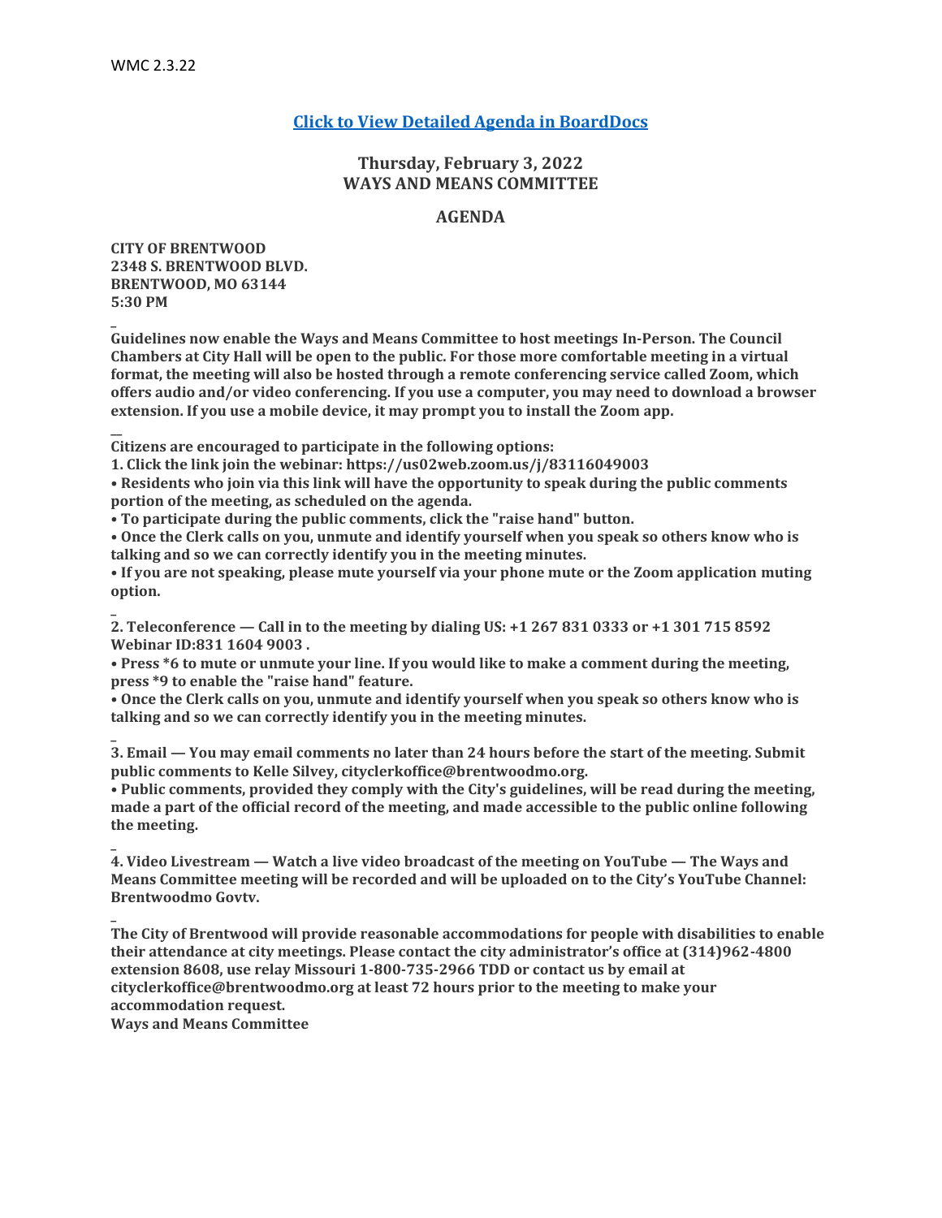WMC 2.3.22

**[Click to View Detailed Agenda in BoardDocs]**

## Thursday, February 3, 2022
## WAYS AND MEANS COMMITTEE

## AGENDA

**CITY OF BRENTWOOD**
**2348 S. BRENTWOOD BLVD.**
**BRENTWOOD, MO 63144**
**5:30 PM**

**Guidelines now enable the Ways and Means Committee to host meetings In-Person. The Council Chambers at City Hall will be open to the public. For those more comfortable meeting in a virtual format, the meeting will also be hosted through a remote conferencing service called Zoom, which offers audio and/or video conferencing. If you use a computer, you may need to download a browser extension. If you use a mobile device, it may prompt you to install the Zoom app.**

**Citizens are encouraged to participate in the following options:**

**1. Click the link join the webinar: https://us02web.zoom.us/j/83116049003**

**• Residents who join via this link will have the opportunity to speak during the public comments portion of the meeting, as scheduled on the agenda.**

**• To participate during the public comments, click the "raise hand" button.**

**• Once the Clerk calls on you, unmute and identify yourself when you speak so others know who is talking and so we can correctly identify you in the meeting minutes.**

**• If you are not speaking, please mute yourself via your phone mute or the Zoom application muting option.**

**2. Teleconference — Call in to the meeting by dialing US: +1 267 831 0333 or +1 301 715 8592 Webinar ID:831 1604 9003 .**

**• Press *6 to mute or unmute your line. If you would like to make a comment during the meeting, press *9 to enable the "raise hand" feature.**

**• Once the Clerk calls on you, unmute and identify yourself when you speak so others know who is talking and so we can correctly identify you in the meeting minutes.**

**3. Email — You may email comments no later than 24 hours before the start of the meeting. Submit public comments to Kelle Silvey, cityclerkoffice@brentwoodmo.org.**

**• Public comments, provided they comply with the City's guidelines, will be read during the meeting, made a part of the official record of the meeting, and made accessible to the public online following the meeting.**

**4. Video Livestream — Watch a live video broadcast of the meeting on YouTube — The Ways and Means Committee meeting will be recorded and will be uploaded on to the City's YouTube Channel: Brentwoodmo Govtv.**

**The City of Brentwood will provide reasonable accommodations for people with disabilities to enable their attendance at city meetings. Please contact the city administrator's office at (314)962-4800 extension 8608, use relay Missouri 1-800-735-2966 TDD or contact us by email at cityclerkoffice@brentwoodmo.org at least 72 hours prior to the meeting to make your accommodation request.**

**Ways and Means Committee**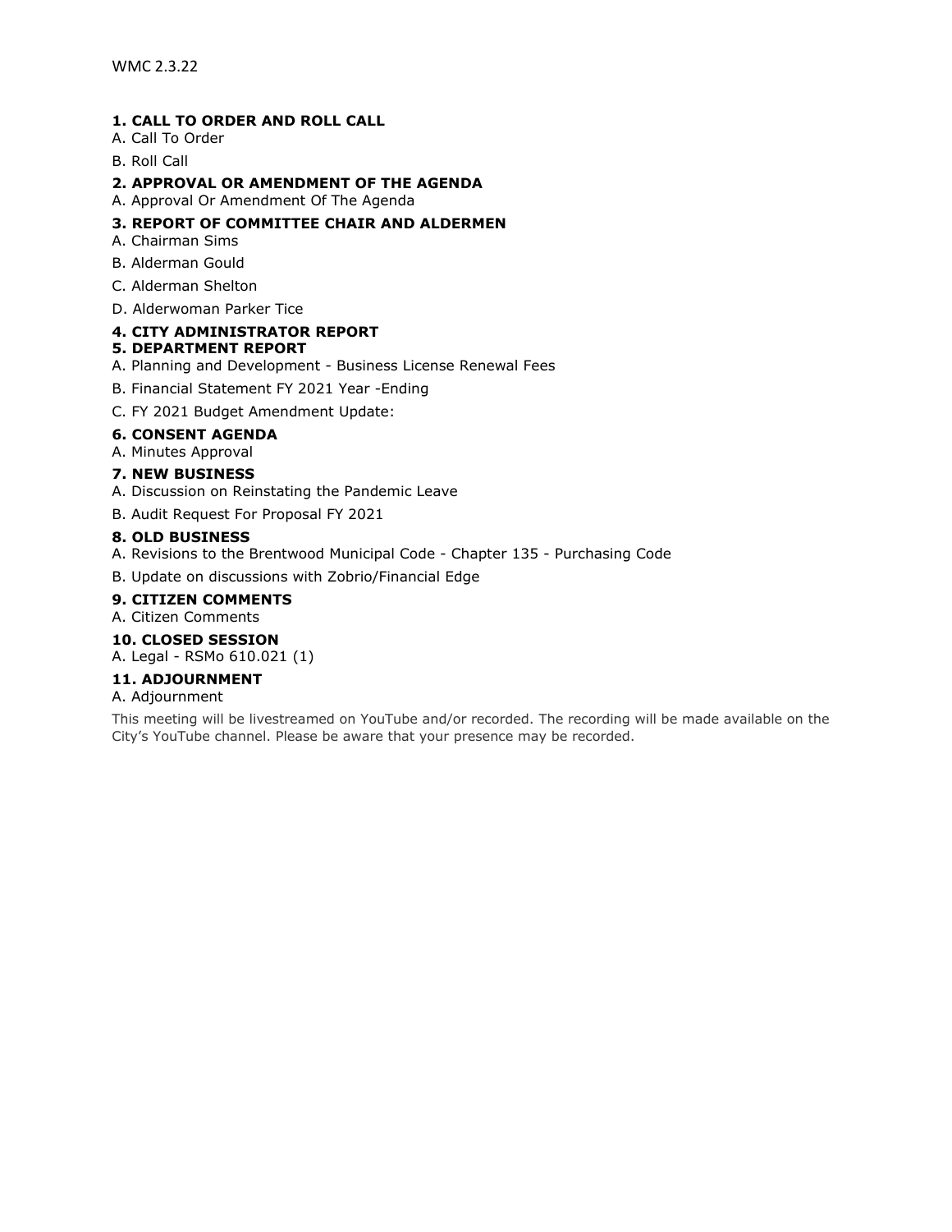WMC 2.3.22

**1. CALL TO ORDER AND ROLL CALL**

A. Call To Order

B. Roll Call

**2. APPROVAL OR AMENDMENT OF THE AGENDA**

A. Approval Or Amendment Of The Agenda

**3. REPORT OF COMMITTEE CHAIR AND ALDERMEN**

A. Chairman Sims

B. Alderman Gould

C. Alderman Shelton

D. Alderwoman Parker Tice

**4. CITY ADMINISTRATOR REPORT**

**5. DEPARTMENT REPORT**

A. Planning and Development - Business License Renewal Fees

B. Financial Statement FY 2021 Year -Ending

C. FY 2021 Budget Amendment Update:

**6. CONSENT AGENDA**

A. Minutes Approval

**7. NEW BUSINESS**

A. Discussion on Reinstating the Pandemic Leave

B. Audit Request For Proposal FY 2021

**8. OLD BUSINESS**

A. Revisions to the Brentwood Municipal Code - Chapter 135 - Purchasing Code

B. Update on discussions with Zobrio/Financial Edge

**9. CITIZEN COMMENTS**

A. Citizen Comments

**10. CLOSED SESSION**

A. Legal - RSMo 610.021 (1)

**11. ADJOURNMENT**

A. Adjournment

This meeting will be livestreamed on YouTube and/or recorded. The recording will be made available on the City's YouTube channel. Please be aware that your presence may be recorded.